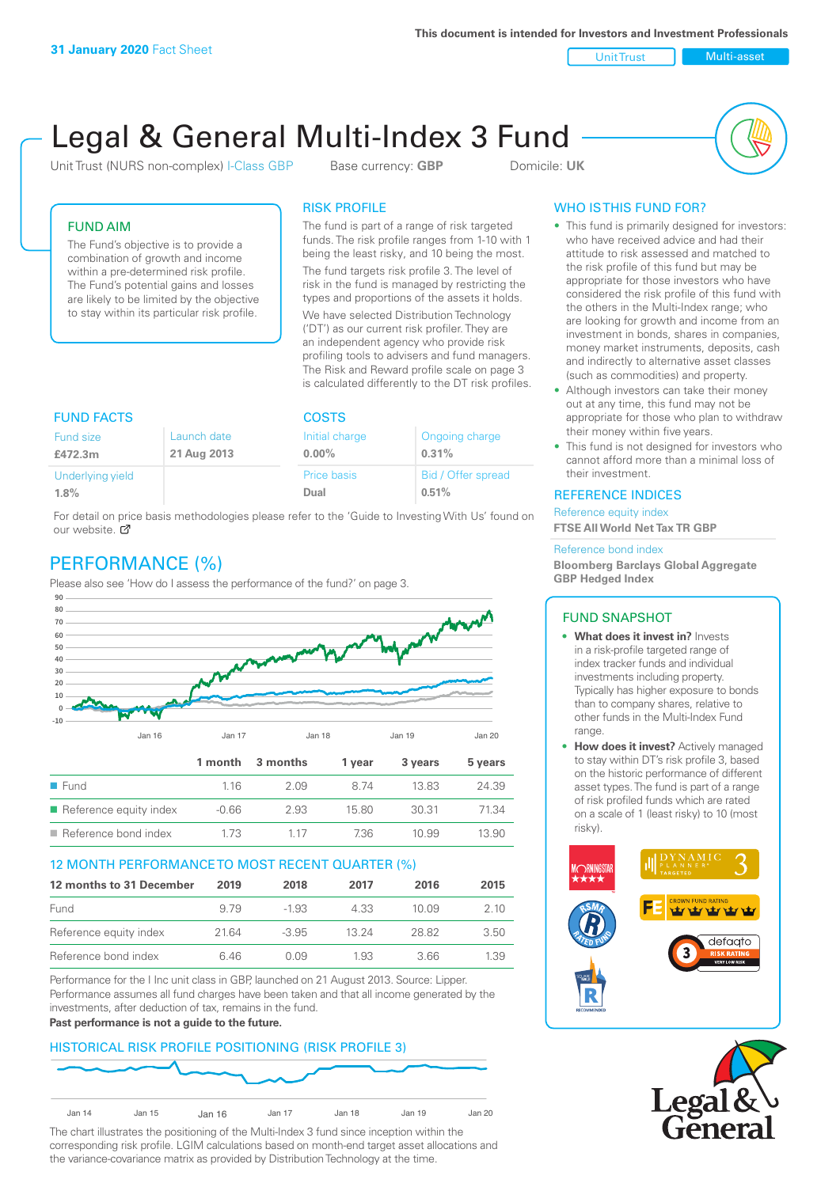**31 January 2020** Fact Sheet

This document is intended for Investors and Investment Professionals

Unit Trust | Multi-asset

# Legal & General Multi-Index 3 Fund

Unit Trust (NURS non-complex) I-Class GBP    Base currency: **GBP**    Domicile: **UK**

## FUND AIM

The Fund's objective is to provide a combination of growth and income within a pre-determined risk profile. The Fund's potential gains and losses are likely to be limited by the objective to stay within its particular risk profile.

## RISK PROFILE

The fund is part of a range of risk targeted funds. The risk profile ranges from 1-10 with 1 being the least risky, and 10 being the most.

The fund targets risk profile 3. The level of risk in the fund is managed by restricting the types and proportions of the assets it holds.

We have selected Distribution Technology ('DT') as our current risk profiler. They are an independent agency who provide risk profiling tools to advisers and fund managers. The Risk and Reward profile scale on page 3 is calculated differently to the DT risk profiles.

## WHO IS THIS FUND FOR?

- This fund is primarily designed for investors: who have received advice and had their attitude to risk assessed and matched to the risk profile of this fund but may be appropriate for those investors who have considered the risk profile of this fund with the others in the Multi-Index range; who are looking for growth and income from an investment in bonds, shares in companies, money market instruments, deposits, cash and indirectly to alternative asset classes (such as commodities) and property.
- Although investors can take their money out at any time, this fund may not be appropriate for those who plan to withdraw their money within five years.
- This fund is not designed for investors who cannot afford more than a minimal loss of their investment.

## FUND FACTS

| Fund size | Launch date |
|---|---|
| **£472.3m** | **21 Aug 2013** |
| Underlying yield | |
| **1.8%** | |

## COSTS

| Initial charge | Ongoing charge |
|---|---|
| **0.00%** | **0.31%** |
| Price basis | Bid / Offer spread |
| **Dual** | **0.51%** |

For detail on price basis methodologies please refer to the 'Guide to Investing With Us' found on our website.

## REFERENCE INDICES

Reference equity index
**FTSE All World Net Tax TR GBP**

Reference bond index
**Bloomberg Barclays Global Aggregate GBP Hedged Index**

## PERFORMANCE (%)

Please also see 'How do I assess the performance of the fund?' on page 3.

| | 1 month | 3 months | 1 year | 3 years | 5 years |
|---|---|---|---|---|---|
| Fund | 1.16 | 2.09 | 8.74 | 13.83 | 24.39 |
| Reference equity index | -0.66 | 2.93 | 15.80 | 30.31 | 71.34 |
| Reference bond index | 1.73 | 1.17 | 7.36 | 10.99 | 13.90 |

### 12 MONTH PERFORMANCE TO MOST RECENT QUARTER (%)

| 12 months to 31 December | 2019 | 2018 | 2017 | 2016 | 2015 |
|---|---|---|---|---|---|
| Fund | 9.79 | -1.93 | 4.33 | 10.09 | 2.10 |
| Reference equity index | 21.64 | -3.95 | 13.24 | 28.82 | 3.50 |
| Reference bond index | 6.46 | 0.09 | 1.93 | 3.66 | 1.39 |

Performance for the I Inc unit class in GBP, launched on 21 August 2013. Source: Lipper. Performance assumes all fund charges have been taken and that all income generated by the investments, after deduction of tax, remains in the fund.
**Past performance is not a guide to the future.**

## FUND SNAPSHOT

- **What does it invest in?** Invests in a risk-profile targeted range of index tracker funds and individual investments including property. Typically has higher exposure to bonds than to company shares, relative to other funds in the Multi-Index Fund range.
- **How does it invest?** Actively managed to stay within DT's risk profile 3, based on the historic performance of different asset types. The fund is part of a range of risk profiled funds which are rated on a scale of 1 (least risky) to 10 (most risky).

## HISTORICAL RISK PROFILE POSITIONING (RISK PROFILE 3)

The chart illustrates the positioning of the Multi-Index 3 fund since inception within the corresponding risk profile. LGIM calculations based on month-end target asset allocations and the variance-covariance matrix as provided by Distribution Technology at the time.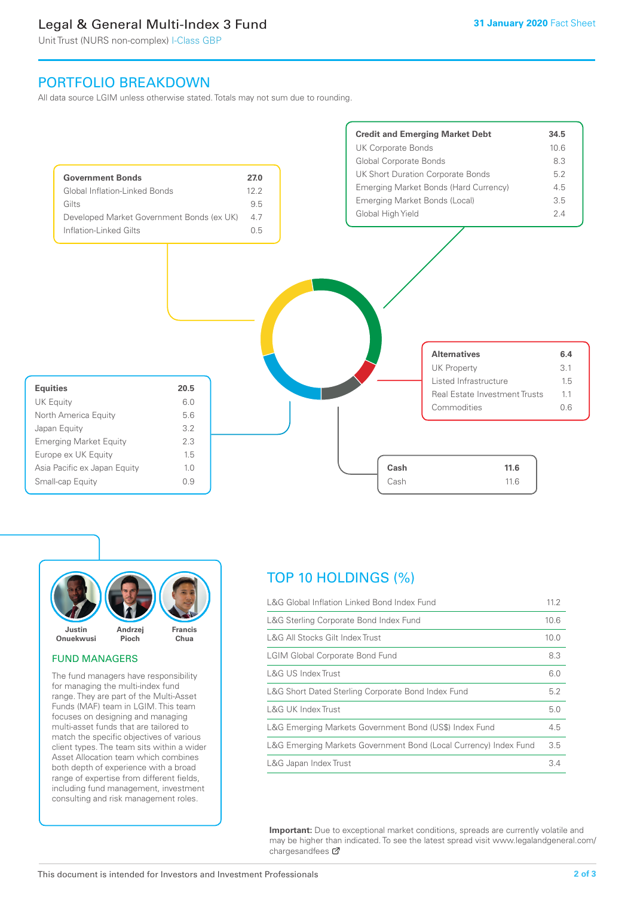# Legal & General Multi-Index 3 Fund

Unit Trust (NURS non-complex) I-Class GBP

31 January 2020 Fact Sheet

## PORTFOLIO BREAKDOWN

All data source LGIM unless otherwise stated. Totals may not sum due to rounding.

| Government Bonds | 27.0 |
|---|---|
| Global Inflation-Linked Bonds | 12.2 |
| Gilts | 9.5 |
| Developed Market Government Bonds (ex UK) | 4.7 |
| Inflation-Linked Gilts | 0.5 |

| Credit and Emerging Market Debt | 34.5 |
|---|---|
| UK Corporate Bonds | 10.6 |
| Global Corporate Bonds | 8.3 |
| UK Short Duration Corporate Bonds | 5.2 |
| Emerging Market Bonds (Hard Currency) | 4.5 |
| Emerging Market Bonds (Local) | 3.5 |
| Global High Yield | 2.4 |

| Equities | 20.5 |
|---|---|
| UK Equity | 6.0 |
| North America Equity | 5.6 |
| Japan Equity | 3.2 |
| Emerging Market Equity | 2.3 |
| Europe ex UK Equity | 1.5 |
| Asia Pacific ex Japan Equity | 1.0 |
| Small-cap Equity | 0.9 |

| Alternatives | 6.4 |
|---|---|
| UK Property | 3.1 |
| Listed Infrastructure | 1.5 |
| Real Estate Investment Trusts | 1.1 |
| Commodities | 0.6 |

| Cash | 11.6 |
|---|---|
| Cash | 11.6 |

Justin Onuekwusi, Andrzej Pioch, Francis Chua

### FUND MANAGERS

The fund managers have responsibility for managing the multi-index fund range. They are part of the Multi-Asset Funds (MAF) team in LGIM. This team focuses on designing and managing multi-asset funds that are tailored to match the specific objectives of various client types. The team sits within a wider Asset Allocation team which combines both depth of experience with a broad range of expertise from different fields, including fund management, investment consulting and risk management roles.

## TOP 10 HOLDINGS (%)

| Holding | % |
|---|---|
| L&G Global Inflation Linked Bond Index Fund | 11.2 |
| L&G Sterling Corporate Bond Index Fund | 10.6 |
| L&G All Stocks Gilt Index Trust | 10.0 |
| LGIM Global Corporate Bond Fund | 8.3 |
| L&G US Index Trust | 6.0 |
| L&G Short Dated Sterling Corporate Bond Index Fund | 5.2 |
| L&G UK Index Trust | 5.0 |
| L&G Emerging Markets Government Bond (US$) Index Fund | 4.5 |
| L&G Emerging Markets Government Bond (Local Currency) Index Fund | 3.5 |
| L&G Japan Index Trust | 3.4 |

**Important:** Due to exceptional market conditions, spreads are currently volatile and may be higher than indicated. To see the latest spread visit www.legalandgeneral.com/chargesandfees

This document is intended for Investors and Investment Professionals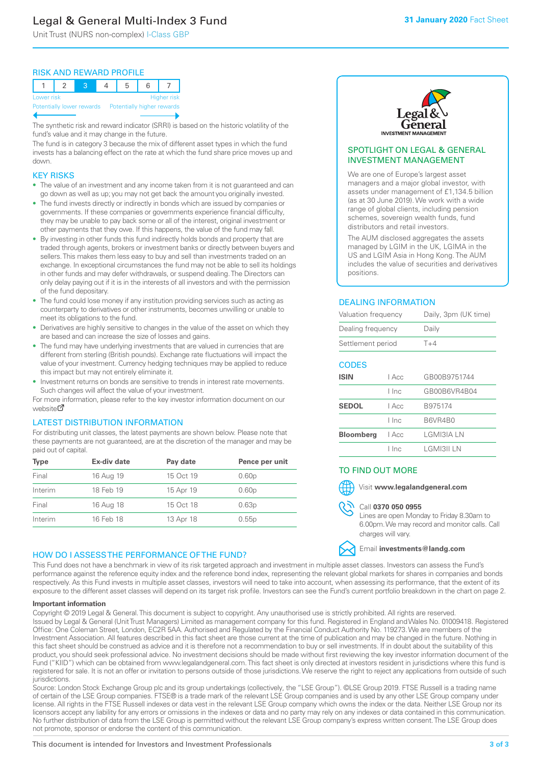# Legal & General Multi-Index 3 Fund

Unit Trust (NURS non-complex) I-Class GBP

**31 January 2020** Fact Sheet

## RISK AND REWARD PROFILE

| 1 | 2 | 3 | 4 | 5 | 6 | 7 |
|---|---|---|---|---|---|---|

Lower risk — Higher risk

Potentially lower rewards — Potentially higher rewards

The synthetic risk and reward indicator (SRRI) is based on the historic volatility of the fund's value and it may change in the future.

The fund is in category 3 because the mix of different asset types in which the fund invests has a balancing effect on the rate at which the fund share price moves up and down.

## KEY RISKS

- The value of an investment and any income taken from it is not guaranteed and can go down as well as up; you may not get back the amount you originally invested.
- The fund invests directly or indirectly in bonds which are issued by companies or governments. If these companies or governments experience financial difficulty, they may be unable to pay back some or all of the interest, original investment or other payments that they owe. If this happens, the value of the fund may fall.
- By investing in other funds this fund indirectly holds bonds and property that are traded through agents, brokers or investment banks or directly between buyers and sellers. This makes them less easy to buy and sell than investments traded on an exchange. In exceptional circumstances the fund may not be able to sell its holdings in other funds and may defer withdrawals, or suspend dealing. The Directors can only delay paying out if it is in the interests of all investors and with the permission of the fund depositary.
- The fund could lose money if any institution providing services such as acting as counterparty to derivatives or other instruments, becomes unwilling or unable to meet its obligations to the fund.
- Derivatives are highly sensitive to changes in the value of the asset on which they are based and can increase the size of losses and gains.
- The fund may have underlying investments that are valued in currencies that are different from sterling (British pounds). Exchange rate fluctuations will impact the value of your investment. Currency hedging techniques may be applied to reduce this impact but may not entirely eliminate it.
- Investment returns on bonds are sensitive to trends in interest rate movements. Such changes will affect the value of your investment.

For more information, please refer to the key investor information document on our website

## LATEST DISTRIBUTION INFORMATION

For distributing unit classes, the latest payments are shown below. Please note that these payments are not guaranteed, are at the discretion of the manager and may be paid out of capital.

| Type | Ex-div date | Pay date | Pence per unit |
|---|---|---|---|
| Final | 16 Aug 19 | 15 Oct 19 | 0.60p |
| Interim | 18 Feb 19 | 15 Apr 19 | 0.60p |
| Final | 16 Aug 18 | 15 Oct 18 | 0.63p |
| Interim | 16 Feb 18 | 13 Apr 18 | 0.55p |

## SPOTLIGHT ON LEGAL & GENERAL INVESTMENT MANAGEMENT

We are one of Europe's largest asset managers and a major global investor, with assets under management of £1,134.5 billion (as at 30 June 2019). We work with a wide range of global clients, including pension schemes, sovereign wealth funds, fund distributors and retail investors.

The AUM disclosed aggregates the assets managed by LGIM in the UK, LGIMA in the US and LGIM Asia in Hong Kong. The AUM includes the value of securities and derivatives positions.

## DEALING INFORMATION

| | |
|---|---|
| Valuation frequency | Daily, 3pm (UK time) |
| Dealing frequency | Daily |
| Settlement period | T+4 |

## CODES

| | | |
|---|---|---|
| **ISIN** | I Acc | GB00B9751744 |
| | I Inc | GB00B6VR4B04 |
| **SEDOL** | I Acc | B975174 |
| | I Inc | B6VR4B0 |
| **Bloomberg** | I Acc | LGMI3IA LN |
| | I Inc | LGMI3II LN |

## TO FIND OUT MORE

Visit **www.legalandgeneral.com**

Call **0370 050 0955**
Lines are open Monday to Friday 8.30am to 6.00pm. We may record and monitor calls. Call charges will vary.

Email **investments@landg.com**

## HOW DO I ASSESS THE PERFORMANCE OF THE FUND?

This Fund does not have a benchmark in view of its risk targeted approach and investment in multiple asset classes. Investors can assess the Fund's performance against the reference equity index and the reference bond index, representing the relevant global markets for shares in companies and bonds respectively. As this Fund invests in multiple asset classes, investors will need to take into account, when assessing its performance, that the extent of its exposure to the different asset classes will depend on its target risk profile. Investors can see the Fund's current portfolio breakdown in the chart on page 2.

#### Important information

Copyright © 2019 Legal & General. This document is subject to copyright. Any unauthorised use is strictly prohibited. All rights are reserved.
Issued by Legal & General (Unit Trust Managers) Limited as management company for this fund. Registered in England and Wales No. 01009418. Registered Office: One Coleman Street, London, EC2R 5AA. Authorised and Regulated by the Financial Conduct Authority No. 119273. We are members of the Investment Association. All features described in this fact sheet are those current at the time of publication and may be changed in the future. Nothing in this fact sheet should be construed as advice and it is therefore not a recommendation to buy or sell investments. If in doubt about the suitability of this product, you should seek professional advice. No investment decisions should be made without first reviewing the key investor information document of the Fund ("KIID") which can be obtained from www.legalandgeneral.com. This fact sheet is only directed at investors resident in jurisdictions where this fund is registered for sale. It is not an offer or invitation to persons outside of those jurisdictions. We reserve the right to reject any applications from outside of such jurisdictions.
Source: London Stock Exchange Group plc and its group undertakings (collectively, the "LSE Group"). ©LSE Group 2019. FTSE Russell is a trading name of certain of the LSE Group companies. FTSE® is a trade mark of the relevant LSE Group companies and is used by any other LSE Group company under license. All rights in the FTSE Russell indexes or data vest in the relevant LSE Group company which owns the index or the data. Neither LSE Group nor its licensors accept any liability for any errors or omissions in the indexes or data and no party may rely on any indexes or data contained in this communication. No further distribution of data from the LSE Group is permitted without the relevant LSE Group company's express written consent. The LSE Group does not promote, sponsor or endorse the content of this communication.

This document is intended for Investors and Investment Professionals